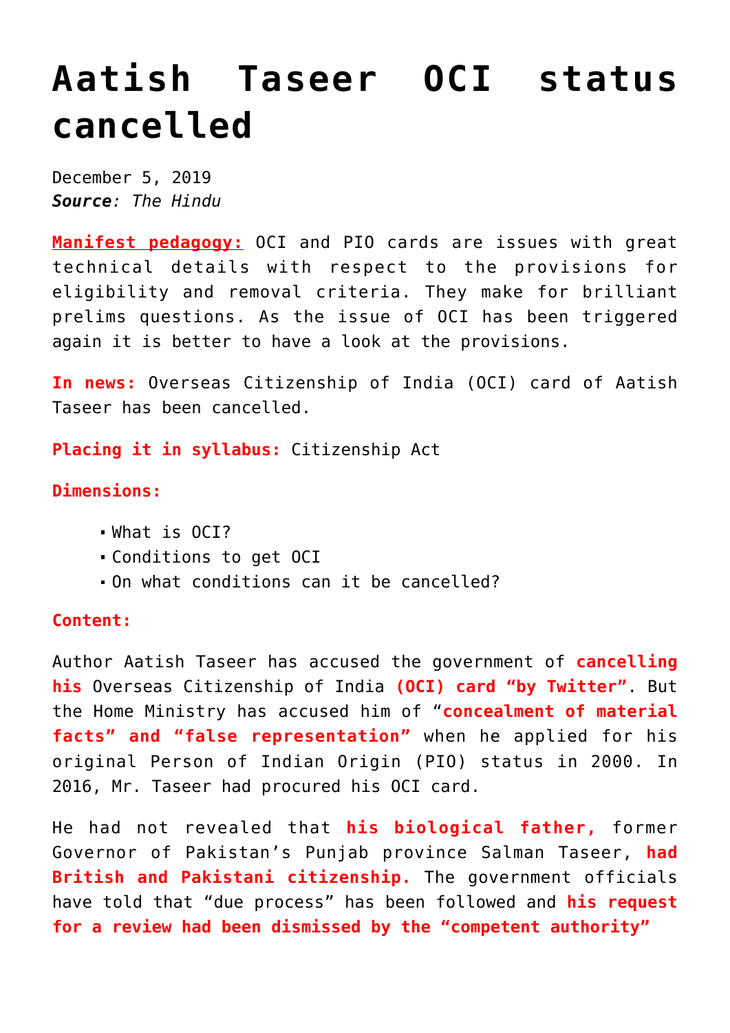# Aatish Taseer OCI status cancelled

December 5, 2019
***Source**: The Hindu*

**Manifest pedagogy:** OCI and PIO cards are issues with great technical details with respect to the provisions for eligibility and removal criteria. They make for brilliant prelims questions. As the issue of OCI has been triggered again it is better to have a look at the provisions.

**In news:** Overseas Citizenship of India (OCI) card of Aatish Taseer has been cancelled.

**Placing it in syllabus:** Citizenship Act

**Dimensions:**

- What is OCI?
- Conditions to get OCI
- On what conditions can it be cancelled?

**Content:**

Author Aatish Taseer has accused the government of **cancelling his** Overseas Citizenship of India **(OCI) card "by Twitter"**. But the Home Ministry has accused him of "**concealment of material facts" and "false representation"** when he applied for his original Person of Indian Origin (PIO) status in 2000. In 2016, Mr. Taseer had procured his OCI card.

He had not revealed that **his biological father,** former Governor of Pakistan's Punjab province Salman Taseer, **had British and Pakistani citizenship.** The government officials have told that "due process" has been followed and **his request for a review had been dismissed by the "competent authority"**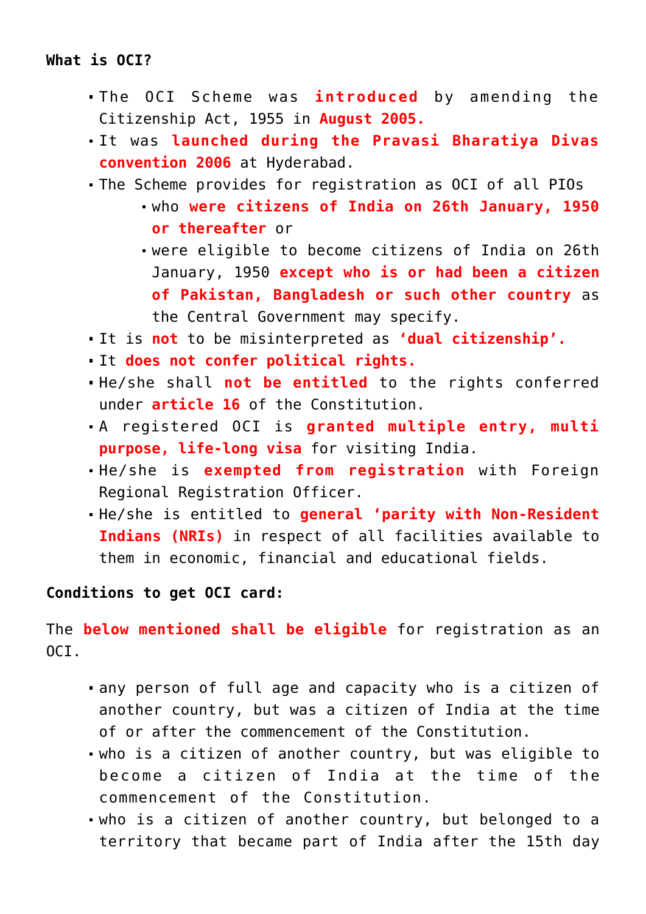**What is OCI?**

- The OCI Scheme was **introduced** by amending the Citizenship Act, 1955 in **August 2005.**
- It was **launched during the Pravasi Bharatiya Divas convention 2006** at Hyderabad.
- The Scheme provides for registration as OCI of all PIOs
    - who **were citizens of India on 26th January, 1950 or thereafter** or
    - were eligible to become citizens of India on 26th January, 1950 **except who is or had been a citizen of Pakistan, Bangladesh or such other country** as the Central Government may specify.
- It is **not** to be misinterpreted as **'dual citizenship'.**
- It **does not confer political rights.**
- He/she shall **not be entitled** to the rights conferred under **article 16** of the Constitution.
- A registered OCI is **granted multiple entry, multi purpose, life-long visa** for visiting India.
- He/she is **exempted from registration** with Foreign Regional Registration Officer.
- He/she is entitled to **general 'parity with Non-Resident Indians (NRIs)** in respect of all facilities available to them in economic, financial and educational fields.

**Conditions to get OCI card:**

The **below mentioned shall be eligible** for registration as an OCI.

- any person of full age and capacity who is a citizen of another country, but was a citizen of India at the time of or after the commencement of the Constitution.
- who is a citizen of another country, but was eligible to become a citizen of India at the time of the commencement of the Constitution.
- who is a citizen of another country, but belonged to a territory that became part of India after the 15th day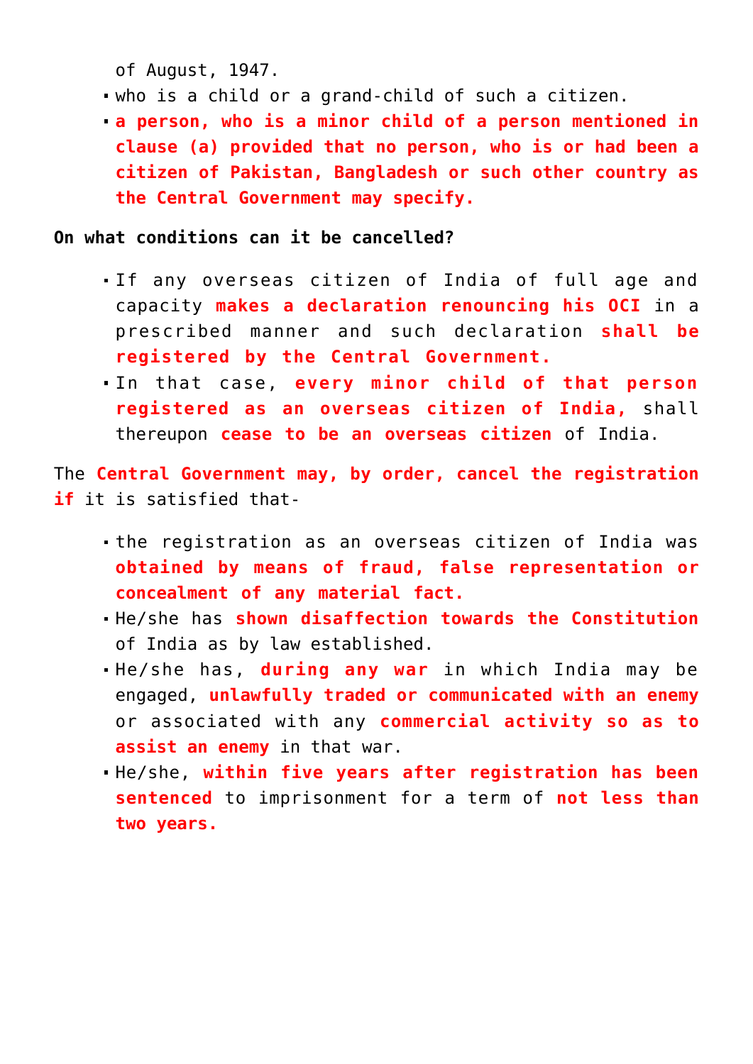of August, 1947.

- who is a child or a grand-child of such a citizen.
- **a person, who is a minor child of a person mentioned in clause (a) provided that no person, who is or had been a citizen of Pakistan, Bangladesh or such other country as the Central Government may specify.**

**On what conditions can it be cancelled?**

- If any overseas citizen of India of full age and capacity **makes a declaration renouncing his OCI** in a prescribed manner and such declaration **shall be registered by the Central Government.**
- In that case, **every minor child of that person registered as an overseas citizen of India,** shall thereupon **cease to be an overseas citizen** of India.

The **Central Government may, by order, cancel the registration if** it is satisfied that-

- the registration as an overseas citizen of India was **obtained by means of fraud, false representation or concealment of any material fact.**
- He/she has **shown disaffection towards the Constitution** of India as by law established.
- He/she has, **during any war** in which India may be engaged, **unlawfully traded or communicated with an enemy** or associated with any **commercial activity so as to assist an enemy** in that war.
- He/she, **within five years after registration has been sentenced** to imprisonment for a term of **not less than two years.**